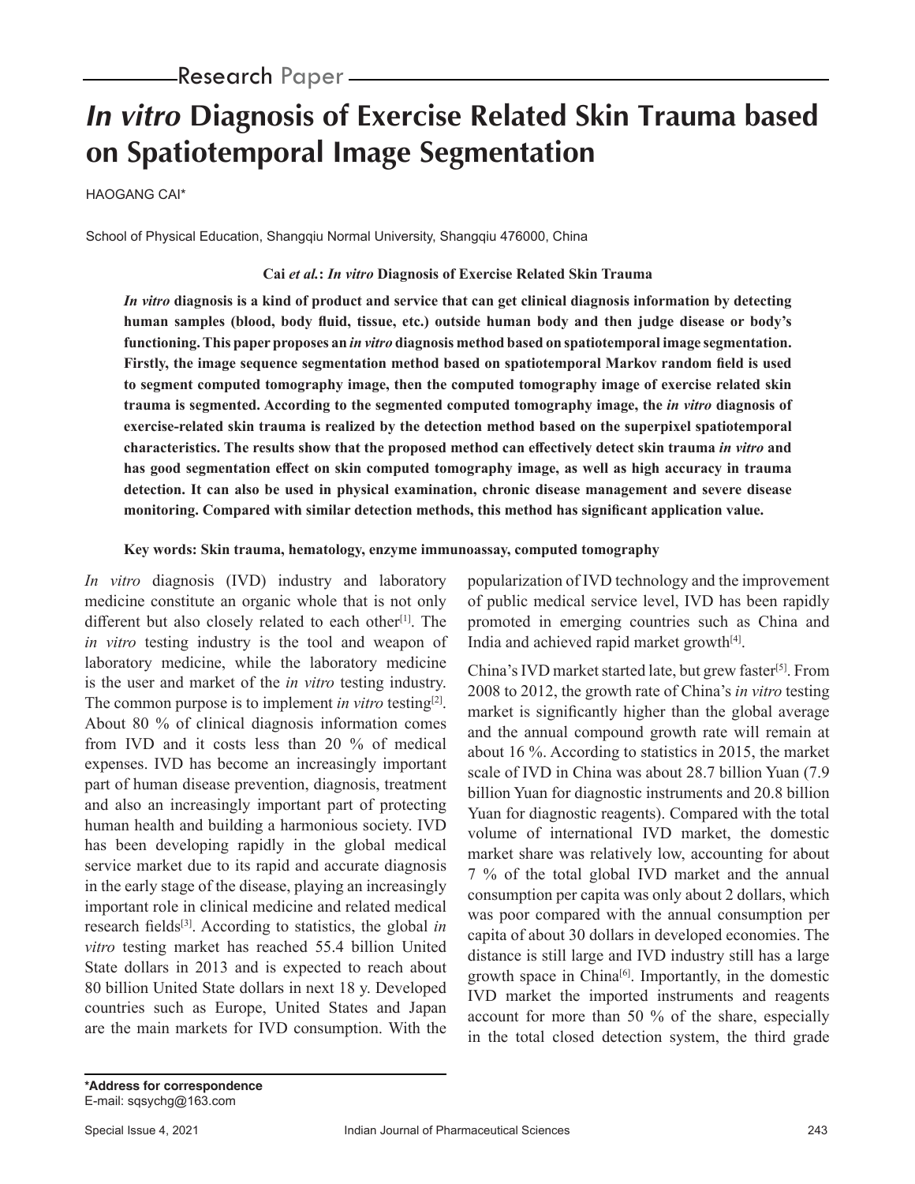Research Paper

# *In vitro* Diagnosis of Exercise Related Skin Trauma based on Spatiotemporal Image Segmentation

HAOGANG CAI*

School of Physical Education, Shangqiu Normal University, Shangqiu 476000, China

**Cai *et al.*: *In vitro* Diagnosis of Exercise Related Skin Trauma**

***In vitro* diagnosis is a kind of product and service that can get clinical diagnosis information by detecting human samples (blood, body fluid, tissue, etc.) outside human body and then judge disease or body's functioning. This paper proposes an *in vitro* diagnosis method based on spatiotemporal image segmentation. Firstly, the image sequence segmentation method based on spatiotemporal Markov random field is used to segment computed tomography image, then the computed tomography image of exercise related skin trauma is segmented. According to the segmented computed tomography image, the *in vitro* diagnosis of exercise-related skin trauma is realized by the detection method based on the superpixel spatiotemporal characteristics. The results show that the proposed method can effectively detect skin trauma *in vitro* and has good segmentation effect on skin computed tomography image, as well as high accuracy in trauma detection. It can also be used in physical examination, chronic disease management and severe disease monitoring. Compared with similar detection methods, this method has significant application value.**

**Key words: Skin trauma, hematology, enzyme immunoassay, computed tomography**

*In vitro* diagnosis (IVD) industry and laboratory medicine constitute an organic whole that is not only different but also closely related to each other[1]. The *in vitro* testing industry is the tool and weapon of laboratory medicine, while the laboratory medicine is the user and market of the *in vitro* testing industry. The common purpose is to implement *in vitro* testing[2]. About 80 % of clinical diagnosis information comes from IVD and it costs less than 20 % of medical expenses. IVD has become an increasingly important part of human disease prevention, diagnosis, treatment and also an increasingly important part of protecting human health and building a harmonious society. IVD has been developing rapidly in the global medical service market due to its rapid and accurate diagnosis in the early stage of the disease, playing an increasingly important role in clinical medicine and related medical research fields[3]. According to statistics, the global *in vitro* testing market has reached 55.4 billion United State dollars in 2013 and is expected to reach about 80 billion United State dollars in next 18 y. Developed countries such as Europe, United States and Japan are the main markets for IVD consumption. With the popularization of IVD technology and the improvement of public medical service level, IVD has been rapidly promoted in emerging countries such as China and India and achieved rapid market growth[4].

China's IVD market started late, but grew faster[5]. From 2008 to 2012, the growth rate of China's *in vitro* testing market is significantly higher than the global average and the annual compound growth rate will remain at about 16 %. According to statistics in 2015, the market scale of IVD in China was about 28.7 billion Yuan (7.9 billion Yuan for diagnostic instruments and 20.8 billion Yuan for diagnostic reagents). Compared with the total volume of international IVD market, the domestic market share was relatively low, accounting for about 7 % of the total global IVD market and the annual consumption per capita was only about 2 dollars, which was poor compared with the annual consumption per capita of about 30 dollars in developed economies. The distance is still large and IVD industry still has a large growth space in China[6]. Importantly, in the domestic IVD market the imported instruments and reagents account for more than 50 % of the share, especially in the total closed detection system, the third grade

**\*Address for correspondence**
E-mail: sqsychg@163.com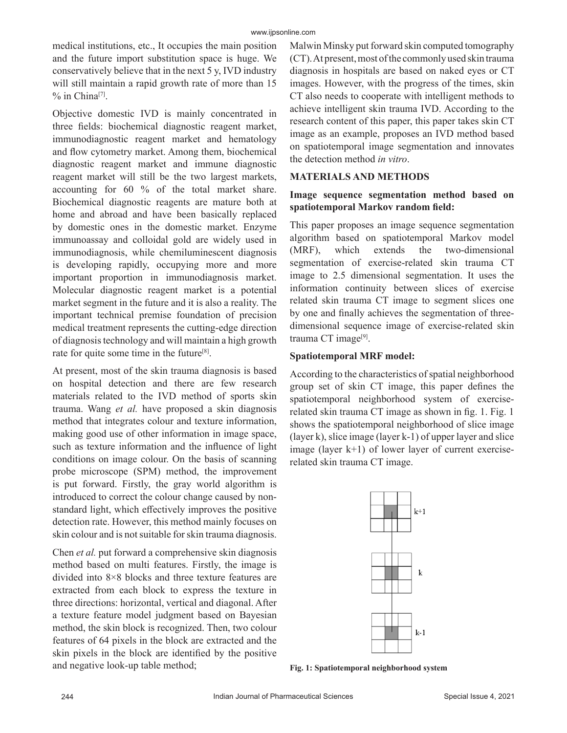medical institutions, etc., It occupies the main position and the future import substitution space is huge. We conservatively believe that in the next 5 y, IVD industry will still maintain a rapid growth rate of more than 15 % in China[7].

Objective domestic IVD is mainly concentrated in three fields: biochemical diagnostic reagent market, immunodiagnostic reagent market and hematology and flow cytometry market. Among them, biochemical diagnostic reagent market and immune diagnostic reagent market will still be the two largest markets, accounting for 60 % of the total market share. Biochemical diagnostic reagents are mature both at home and abroad and have been basically replaced by domestic ones in the domestic market. Enzyme immunoassay and colloidal gold are widely used in immunodiagnosis, while chemiluminescent diagnosis is developing rapidly, occupying more and more important proportion in immunodiagnosis market. Molecular diagnostic reagent market is a potential market segment in the future and it is also a reality. The important technical premise foundation of precision medical treatment represents the cutting-edge direction of diagnosis technology and will maintain a high growth rate for quite some time in the future[8].

At present, most of the skin trauma diagnosis is based on hospital detection and there are few research materials related to the IVD method of sports skin trauma. Wang *et al.* have proposed a skin diagnosis method that integrates colour and texture information, making good use of other information in image space, such as texture information and the influence of light conditions on image colour. On the basis of scanning probe microscope (SPM) method, the improvement is put forward. Firstly, the gray world algorithm is introduced to correct the colour change caused by non-standard light, which effectively improves the positive detection rate. However, this method mainly focuses on skin colour and is not suitable for skin trauma diagnosis.

Chen *et al.* put forward a comprehensive skin diagnosis method based on multi features. Firstly, the image is divided into 8×8 blocks and three texture features are extracted from each block to express the texture in three directions: horizontal, vertical and diagonal. After a texture feature model judgment based on Bayesian method, the skin block is recognized. Then, two colour features of 64 pixels in the block are extracted and the skin pixels in the block are identified by the positive and negative look-up table method; Malwin Minsky put forward skin computed tomography (CT). At present, most of the commonly used skin trauma diagnosis in hospitals are based on naked eyes or CT images. However, with the progress of the times, skin CT also needs to cooperate with intelligent methods to achieve intelligent skin trauma IVD. According to the research content of this paper, this paper takes skin CT image as an example, proposes an IVD method based on spatiotemporal image segmentation and innovates the detection method *in vitro*.

## MATERIALS AND METHODS

### Image sequence segmentation method based on spatiotemporal Markov random field:

This paper proposes an image sequence segmentation algorithm based on spatiotemporal Markov model (MRF), which extends the two-dimensional segmentation of exercise-related skin trauma CT image to 2.5 dimensional segmentation. It uses the information continuity between slices of exercise related skin trauma CT image to segment slices one by one and finally achieves the segmentation of three-dimensional sequence image of exercise-related skin trauma CT image[9].

### Spatiotemporal MRF model:

According to the characteristics of spatial neighborhood group set of skin CT image, this paper defines the spatiotemporal neighborhood system of exercise-related skin trauma CT image as shown in fig. 1. Fig. 1 shows the spatiotemporal neighborhood of slice image (layer k), slice image (layer k-1) of upper layer and slice image (layer k+1) of lower layer of current exercise-related skin trauma CT image.

**Fig. 1: Spatiotemporal neighborhood system**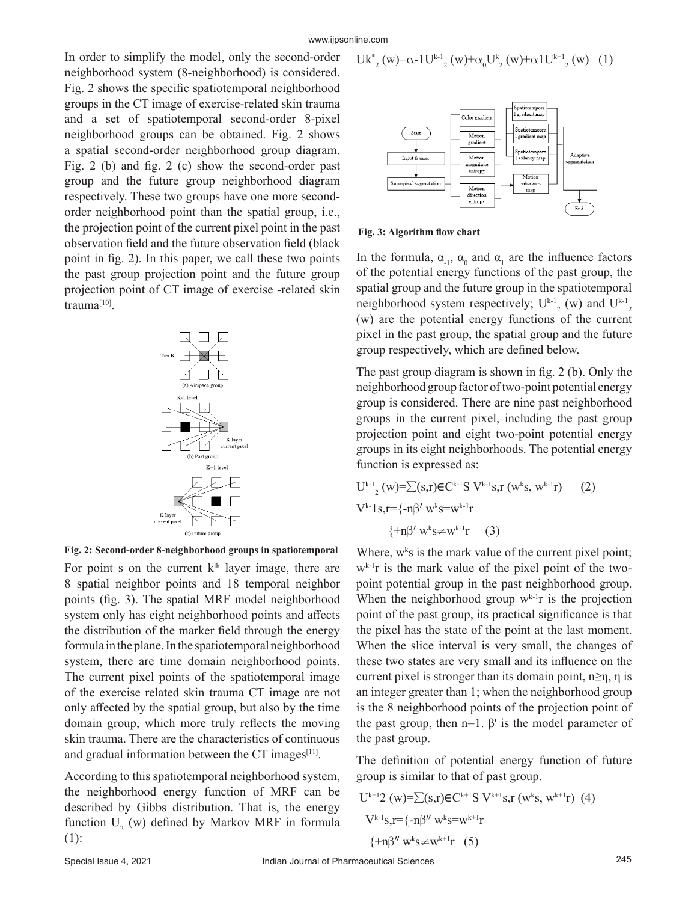In order to simplify the model, only the second-order neighborhood system (8-neighborhood) is considered. Fig. 2 shows the specific spatiotemporal neighborhood groups in the CT image of exercise-related skin trauma and a set of spatiotemporal second-order 8-pixel neighborhood groups can be obtained. Fig. 2 shows a spatial second-order neighborhood group diagram. Fig. 2 (b) and fig. 2 (c) show the second-order past group and the future group neighborhood diagram respectively. These two groups have one more second-order neighborhood point than the spatial group, i.e., the projection point of the current pixel point in the past observation field and the future observation field (black point in fig. 2). In this paper, we call these two points the past group projection point and the future group projection point of CT image of exercise -related skin trauma[10].

Fig. 2: Second-order 8-neighborhood groups in spatiotemporal

For point s on the current $k^{th}$ layer image, there are 8 spatial neighbor points and 18 temporal neighbor points (fig. 3). The spatial MRF model neighborhood system only has eight neighborhood points and affects the distribution of the marker field through the energy formula in the plane. In the spatiotemporal neighborhood system, there are time domain neighborhood points. The current pixel points of the spatiotemporal image of the exercise related skin trauma CT image are not only affected by the spatial group, but also by the time domain group, which more truly reflects the moving skin trauma. There are the characteristics of continuous and gradual information between the CT images[11].

According to this spatiotemporal neighborhood system, the neighborhood energy function of MRF can be described by Gibbs distribution. That is, the energy function $U_2$ (w) defined by Markov MRF in formula (1):

$$Uk^*_2(w)=\alpha\text{-}1U^{k-1}_2(w)+\alpha_0 U^k_2(w)+\alpha 1U^{k+1}_2(w) \quad (1)$$

Fig. 3: Algorithm flow chart

In the formula, $\alpha_{-1}$, $\alpha_0$ and $\alpha_1$ are the influence factors of the potential energy functions of the past group, the spatial group and the future group in the spatiotemporal neighborhood system respectively; $U^{k-1}_2$ (w) and $U^{k-1}_2$ (w) are the potential energy functions of the current pixel in the past group, the spatial group and the future group respectively, which are defined below.

The past group diagram is shown in fig. 2 (b). Only the neighborhood group factor of two-point potential energy group is considered. There are nine past neighborhood groups in the current pixel, including the past group projection point and eight two-point potential energy groups in its eight neighborhoods. The potential energy function is expressed as:

$$U^{k-1}_2(w)=\sum(s,r)\in C^{k-1}S\ V^{k-1}s,r\ (w^k s, w^{k-1}r) \quad (2)$$

$$V^{k\text{-}1}s,r=\{-n\beta'\ w^k s=w^{k-1}r$$

$$\{+n\beta'\ w^k s\neq w^{k-1}r \quad (3)$$

Where, $w^k s$ is the mark value of the current pixel point; $w^{k-1}r$ is the mark value of the pixel point of the two-point potential group in the past neighborhood group. When the neighborhood group $w^{k-1}r$ is the projection point of the past group, its practical significance is that the pixel has the state of the point at the last moment. When the slice interval is very small, the changes of these two states are very small and its influence on the current pixel is stronger than its domain point, $n\geq\eta$, $\eta$ is an integer greater than 1; when the neighborhood group is the 8 neighborhood points of the projection point of the past group, then n=1. β' is the model parameter of the past group.

The definition of potential energy function of future group is similar to that of past group.

$$U^{k+1}2(w)=\sum(s,r)\in C^{k+1}S\ V^{k+1}s,r\ (w^k s, w^{k+1}r) \quad (4)$$

$$V^{k-1}s,r=\{-n\beta''\ w^k s=w^{k+1}r$$

$$\{+n\beta''\ w^k s\neq w^{k+1}r \quad (5)$$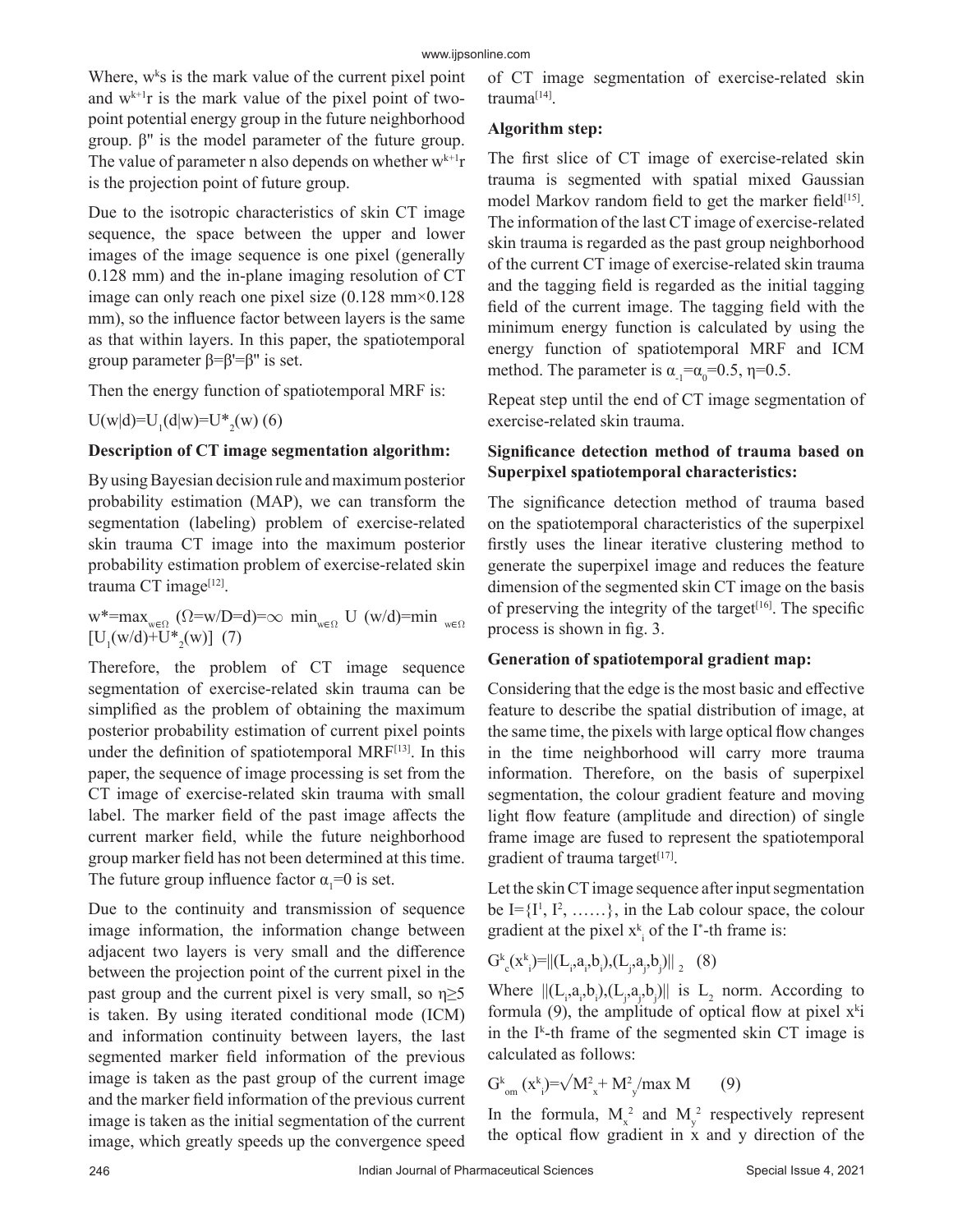Where, $w^k s$ is the mark value of the current pixel point and $w^{k+1}r$ is the mark value of the pixel point of two-point potential energy group in the future neighborhood group. β'' is the model parameter of the future group. The value of parameter n also depends on whether $w^{k+1}r$ is the projection point of future group.

Due to the isotropic characteristics of skin CT image sequence, the space between the upper and lower images of the image sequence is one pixel (generally 0.128 mm) and the in-plane imaging resolution of CT image can only reach one pixel size (0.128 mm×0.128 mm), so the influence factor between layers is the same as that within layers. In this paper, the spatiotemporal group parameter β=β'=β'' is set.

Then the energy function of spatiotemporal MRF is:

$U(w|d)=U_1(d|w)=U^*_2(w)$ (6)

**Description of CT image segmentation algorithm:**

By using Bayesian decision rule and maximum posterior probability estimation (MAP), we can transform the segmentation (labeling) problem of exercise-related skin trauma CT image into the maximum posterior probability estimation problem of exercise-related skin trauma CT image[12].

$w^*=\max_{w\in\Omega} (\Omega=w/D=d)=\infty \min_{w\in\Omega} U (w/d)=\min_{w\in\Omega} [U_1(w/d)+U^*_2(w)]$ (7)

Therefore, the problem of CT image sequence segmentation of exercise-related skin trauma can be simplified as the problem of obtaining the maximum posterior probability estimation of current pixel points under the definition of spatiotemporal MRF[13]. In this paper, the sequence of image processing is set from the CT image of exercise-related skin trauma with small label. The marker field of the past image affects the current marker field, while the future neighborhood group marker field has not been determined at this time. The future group influence factor $\alpha_1=0$ is set.

Due to the continuity and transmission of sequence image information, the information change between adjacent two layers is very small and the difference between the projection point of the current pixel in the past group and the current pixel is very small, so η≥5 is taken. By using iterated conditional mode (ICM) and information continuity between layers, the last segmented marker field information of the previous image is taken as the past group of the current image and the marker field information of the previous current image is taken as the initial segmentation of the current image, which greatly speeds up the convergence speed of CT image segmentation of exercise-related skin trauma[14].

**Algorithm step:**

The first slice of CT image of exercise-related skin trauma is segmented with spatial mixed Gaussian model Markov random field to get the marker field[15]. The information of the last CT image of exercise-related skin trauma is regarded as the past group neighborhood of the current CT image of exercise-related skin trauma and the tagging field is regarded as the initial tagging field of the current image. The tagging field with the minimum energy function is calculated by using the energy function of spatiotemporal MRF and ICM method. The parameter is $\alpha_{-1}=\alpha_0=0.5$, η=0.5.

Repeat step until the end of CT image segmentation of exercise-related skin trauma.

**Significance detection method of trauma based on Superpixel spatiotemporal characteristics:**

The significance detection method of trauma based on the spatiotemporal characteristics of the superpixel firstly uses the linear iterative clustering method to generate the superpixel image and reduces the feature dimension of the segmented skin CT image on the basis of preserving the integrity of the target[16]. The specific process is shown in fig. 3.

**Generation of spatiotemporal gradient map:**

Considering that the edge is the most basic and effective feature to describe the spatial distribution of image, at the same time, the pixels with large optical flow changes in the time neighborhood will carry more trauma information. Therefore, on the basis of superpixel segmentation, the colour gradient feature and moving light flow feature (amplitude and direction) of single frame image are fused to represent the spatiotemporal gradient of trauma target[17].

Let the skin CT image sequence after input segmentation be $I=\{I^1, I^2, \ldots\ldots\}$, in the Lab colour space, the colour gradient at the pixel $x^k_i$ of the $I^*$-th frame is:

$G^k_c(x^k_i)=\|(L_i,a_i,b_i),(L_j,a_j,b_j)\|_2$ (8)

Where $\|(L_i,a_i,b_i),(L_j,a_j,b_j)\|$ is $L_2$ norm. According to formula (9), the amplitude of optical flow at pixel $x^k i$ in the $I^k$-th frame of the segmented skin CT image is calculated as follows:

$G^k_{om}(x^k_i)=\sqrt{M^2_x+M^2_y}/\max M$ (9)

In the formula, $M_x^2$ and $M_y^2$ respectively represent the optical flow gradient in x and y direction of the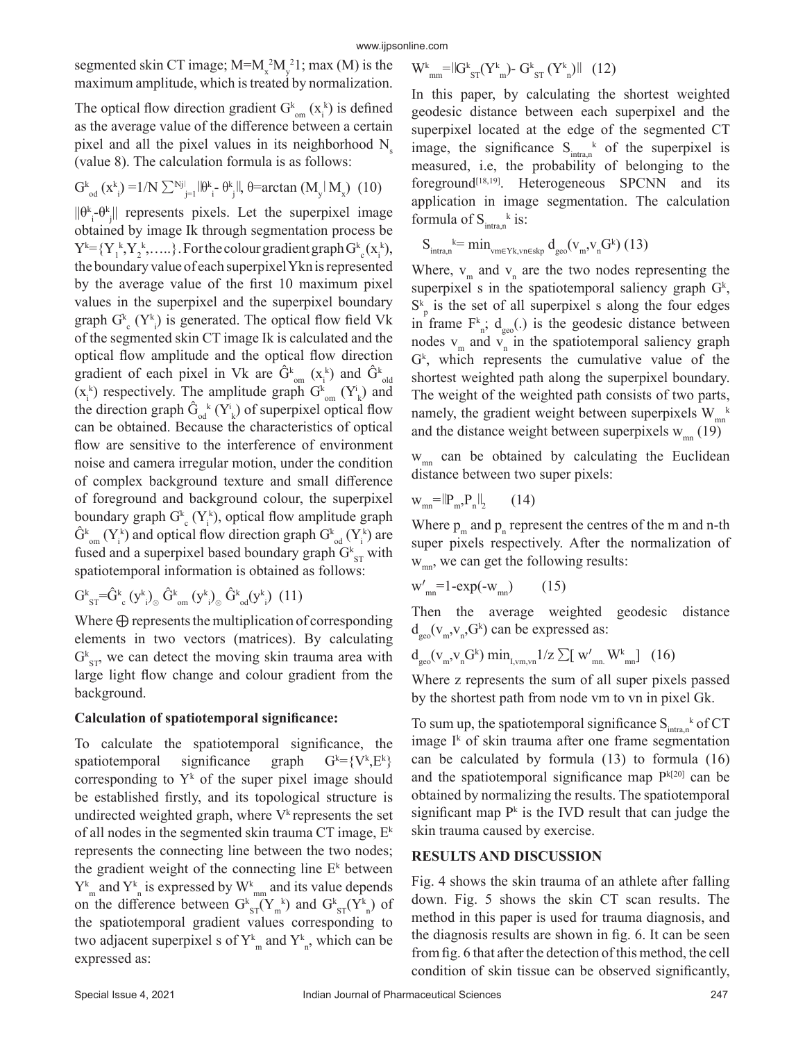segmented skin CT image; $M=M_x^2M_y^21$; max (M) is the maximum amplitude, which is treated by normalization.

The optical flow direction gradient $G^k_{om}(x_i^k)$ is defined as the average value of the difference between a certain pixel and all the pixel values in its neighborhood $N_s$ (value 8). The calculation formula is as follows:

$$G^k_{od}(x^k_i) = 1/N \sum^{|Nj|}_{j=1} \|\theta^k_i - \theta^k_j\|, \theta = \arctan(M_y | M_x) \quad (10)$$

$\|\theta^k_i-\theta^k_j\|$ represents pixels. Let the superpixel image obtained by image Ik through segmentation process be $Y^k=\{Y_1^k, Y_2^k, \ldots\}$. For the colour gradient graph $G^k_c(x_i^k)$, the boundary value of each superpixel Ykn is represented by the average value of the first 10 maximum pixel values in the superpixel and the superpixel boundary graph $G^k_c(Y^k_i)$ is generated. The optical flow field Vk of the segmented skin CT image Ik is calculated and the optical flow amplitude and the optical flow direction gradient of each pixel in Vk are $\hat{G}^k_{om}(x_i^k)$ and $\hat{G}^k_{old}(x_i^k)$ respectively. The amplitude graph $G^k_{om}(Y^i_k)$ and the direction graph $\hat{G}_{od}^k(Y^i_k)$ of superpixel optical flow can be obtained. Because the characteristics of optical flow are sensitive to the interference of environment noise and camera irregular motion, under the condition of complex background texture and small difference of foreground and background colour, the superpixel boundary graph $G^k_c(Y_i^k)$, optical flow amplitude graph $\hat{G}^k_{om}(Y_i^k)$ and optical flow direction graph $G^k_{od}(Y_i^k)$ are fused and a superpixel based boundary graph $G^k_{ST}$ with spatiotemporal information is obtained as follows:

$$G^k_{ST} = \hat{G}^k_c(y^k_i) \otimes \hat{G}^k_{om}(y^k_i) \otimes \hat{G}^k_{od}(y^k_i) \quad (11)$$

Where ⨁ represents the multiplication of corresponding elements in two vectors (matrices). By calculating $G^k_{ST}$, we can detect the moving skin trauma area with large light flow change and colour gradient from the background.

**Calculation of spatiotemporal significance:**

To calculate the spatiotemporal significance, the spatiotemporal significance graph $G^k=\{V^k,E^k\}$ corresponding to $Y^k$ of the super pixel image should be established firstly, and its topological structure is undirected weighted graph, where $V^k$ represents the set of all nodes in the segmented skin trauma CT image, $E^k$ represents the connecting line between the two nodes; the gradient weight of the connecting line $E^k$ between $Y^k_m$ and $Y^k_n$ is expressed by $W^k_{mm}$ and its value depends on the difference between $G^k_{ST}(Y_m^k)$ and $G^k_{ST}(Y^k_n)$ of the spatiotemporal gradient values corresponding to two adjacent superpixel s of $Y^k_m$ and $Y^k_n$, which can be expressed as:

$$W^k_{mm} = \|G^k_{ST}(Y^k_m) - G^k_{ST}(Y^k_n)\| \quad (12)$$

In this paper, by calculating the shortest weighted geodesic distance between each superpixel and the superpixel located at the edge of the segmented CT image, the significance $S_{intra,n}^k$ of the superpixel is measured, i.e, the probability of belonging to the foreground[18,19]. Heterogeneous SPCNN and its application in image segmentation. The calculation formula of $S_{intra,n}^k$ is:

$$S_{intra,n}^k = \min_{vm \in Yk, vn \in skp} d_{geo}(v_m, v_n G^k) \quad (13)$$

Where, $v_m$ and $v_n$ are the two nodes representing the superpixel s in the spatiotemporal saliency graph $G^k$, $S^k_p$ is the set of all superpixel s along the four edges in frame $F^k_n$; $d_{geo}(.)$ is the geodesic distance between nodes $v_m$ and $v_n$ in the spatiotemporal saliency graph $G^k$, which represents the cumulative value of the shortest weighted path along the superpixel boundary. The weight of the weighted path consists of two parts, namely, the gradient weight between superpixels $W_{mn}^k$ and the distance weight between superpixels $w_{mn}$ (19)

$w_{mn}$ can be obtained by calculating the Euclidean distance between two super pixels:

$$w_{mn} = \|P_m, P_n\|_2 \quad (14)$$

Where $p_m$ and $p_n$ represent the centres of the m and n-th super pixels respectively. After the normalization of $w_{mn}$, we can get the following results:

$$w'_{mn} = 1 - \exp(-w_{mn}) \quad (15)$$

Then the average weighted geodesic distance $d_{geo}(v_m,v_n,G^k)$ can be expressed as:

$$d_{geo}(v_m, v_n G^k) \min_{I,vm,vn} 1/z \sum [w'_{mn.} W^k_{mn}] \quad (16)$$

Where z represents the sum of all super pixels passed by the shortest path from node vm to vn in pixel Gk.

To sum up, the spatiotemporal significance $S_{intra,n}^k$ of CT image $I^k$ of skin trauma after one frame segmentation can be calculated by formula (13) to formula (16) and the spatiotemporal significance map $P^k$[20] can be obtained by normalizing the results. The spatiotemporal significant map $P^k$ is the IVD result that can judge the skin trauma caused by exercise.

## RESULTS AND DISCUSSION

Fig. 4 shows the skin trauma of an athlete after falling down. Fig. 5 shows the skin CT scan results. The method in this paper is used for trauma diagnosis, and the diagnosis results are shown in fig. 6. It can be seen from fig. 6 that after the detection of this method, the cell condition of skin tissue can be observed significantly,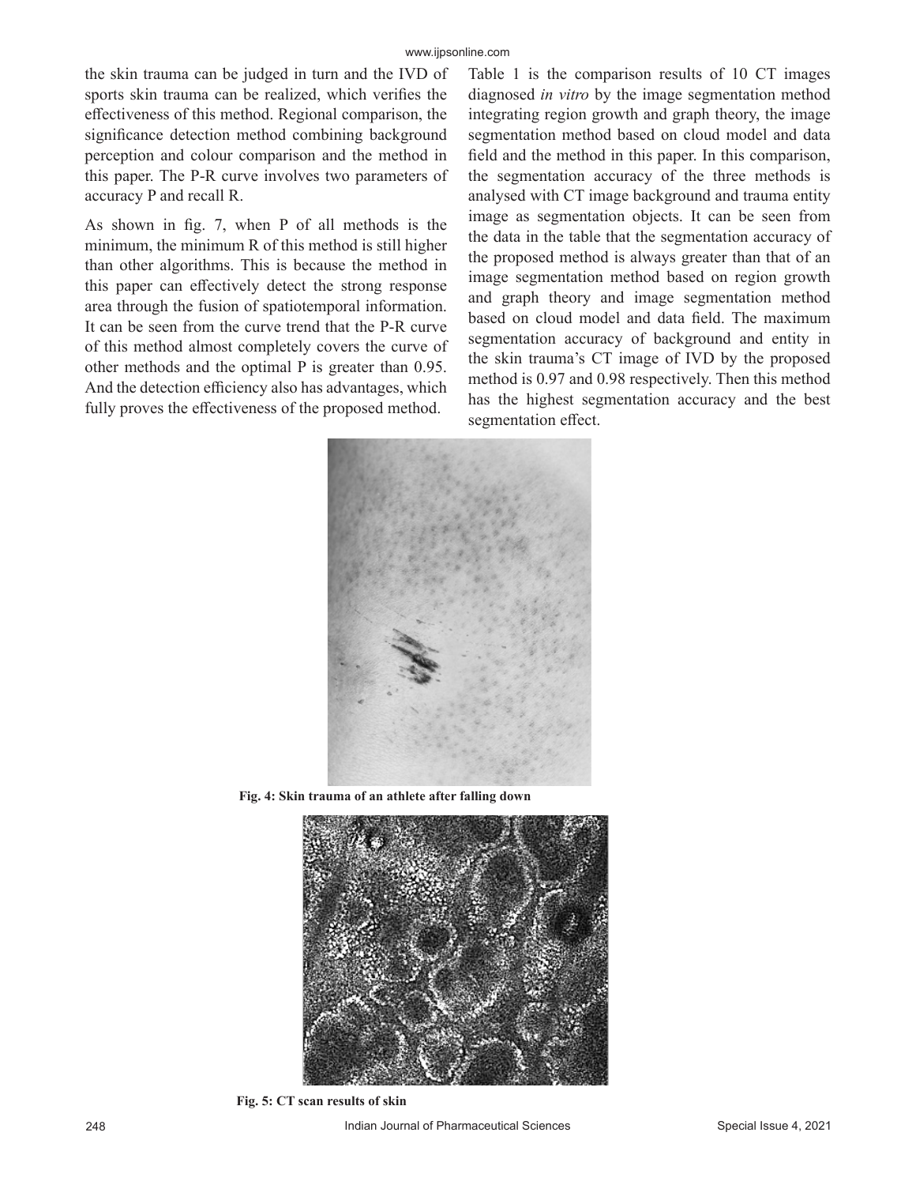the skin trauma can be judged in turn and the IVD of sports skin trauma can be realized, which verifies the effectiveness of this method. Regional comparison, the significance detection method combining background perception and colour comparison and the method in this paper. The P-R curve involves two parameters of accuracy P and recall R.

As shown in fig. 7, when P of all methods is the minimum, the minimum R of this method is still higher than other algorithms. This is because the method in this paper can effectively detect the strong response area through the fusion of spatiotemporal information. It can be seen from the curve trend that the P-R curve of this method almost completely covers the curve of other methods and the optimal P is greater than 0.95. And the detection efficiency also has advantages, which fully proves the effectiveness of the proposed method.

Table 1 is the comparison results of 10 CT images diagnosed *in vitro* by the image segmentation method integrating region growth and graph theory, the image segmentation method based on cloud model and data field and the method in this paper. In this comparison, the segmentation accuracy of the three methods is analysed with CT image background and trauma entity image as segmentation objects. It can be seen from the data in the table that the segmentation accuracy of the proposed method is always greater than that of an image segmentation method based on region growth and graph theory and image segmentation method based on cloud model and data field. The maximum segmentation accuracy of background and entity in the skin trauma's CT image of IVD by the proposed method is 0.97 and 0.98 respectively. Then this method has the highest segmentation accuracy and the best segmentation effect.

**Fig. 4: Skin trauma of an athlete after falling down**

**Fig. 5: CT scan results of skin**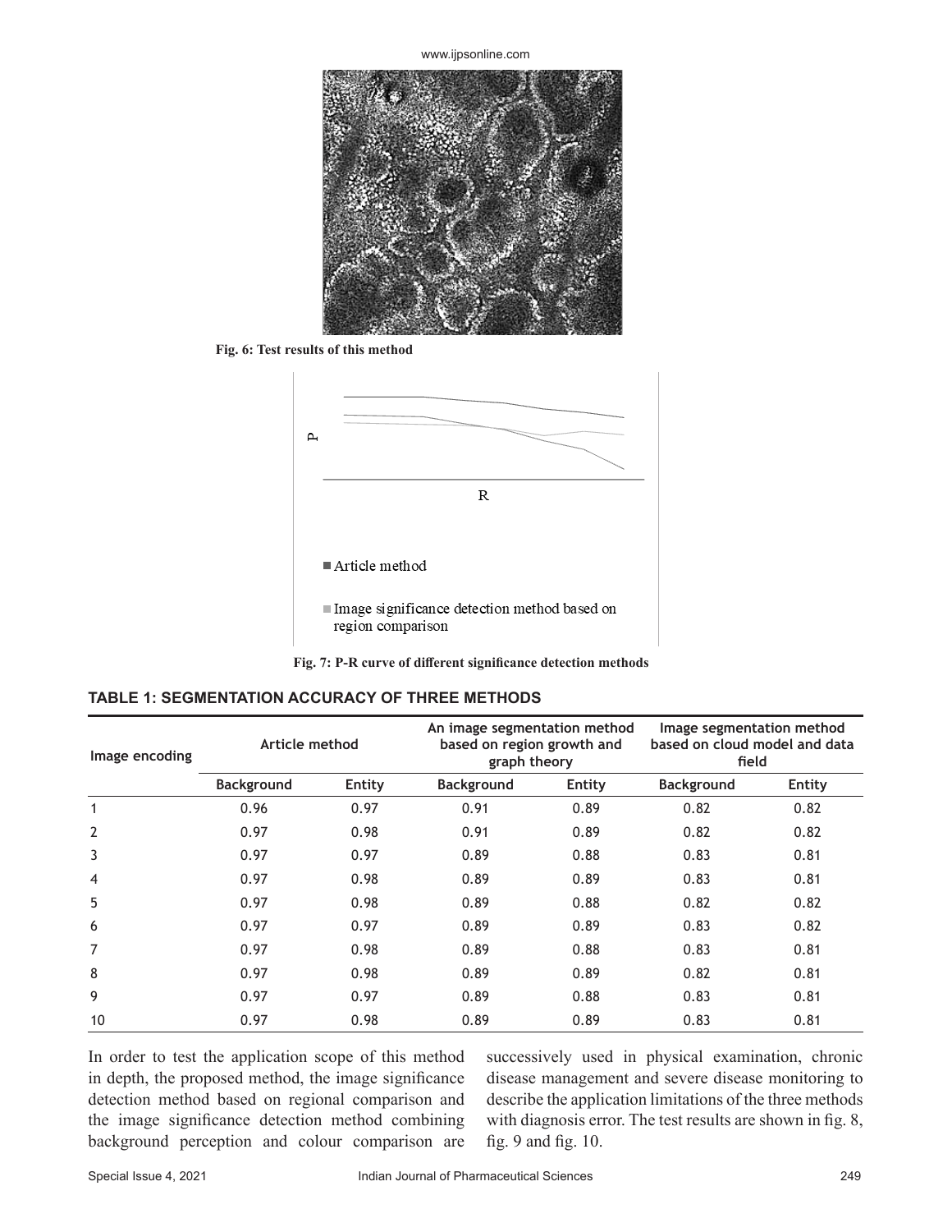Fig. 6: Test results of this method

Fig. 7: P-R curve of different significance detection methods

**TABLE 1: SEGMENTATION ACCURACY OF THREE METHODS**

| Image encoding | Article method | | An image segmentation method based on region growth and graph theory | | Image segmentation method based on cloud model and data field | |
|---|---|---|---|---|---|---|
| | Background | Entity | Background | Entity | Background | Entity |
| 1 | 0.96 | 0.97 | 0.91 | 0.89 | 0.82 | 0.82 |
| 2 | 0.97 | 0.98 | 0.91 | 0.89 | 0.82 | 0.82 |
| 3 | 0.97 | 0.97 | 0.89 | 0.88 | 0.83 | 0.81 |
| 4 | 0.97 | 0.98 | 0.89 | 0.89 | 0.83 | 0.81 |
| 5 | 0.97 | 0.98 | 0.89 | 0.88 | 0.82 | 0.82 |
| 6 | 0.97 | 0.97 | 0.89 | 0.89 | 0.83 | 0.82 |
| 7 | 0.97 | 0.98 | 0.89 | 0.88 | 0.83 | 0.81 |
| 8 | 0.97 | 0.98 | 0.89 | 0.89 | 0.82 | 0.81 |
| 9 | 0.97 | 0.97 | 0.89 | 0.88 | 0.83 | 0.81 |
| 10 | 0.97 | 0.98 | 0.89 | 0.89 | 0.83 | 0.81 |

In order to test the application scope of this method in depth, the proposed method, the image significance detection method based on regional comparison and the image significance detection method combining background perception and colour comparison are successively used in physical examination, chronic disease management and severe disease monitoring to describe the application limitations of the three methods with diagnosis error. The test results are shown in fig. 8, fig. 9 and fig. 10.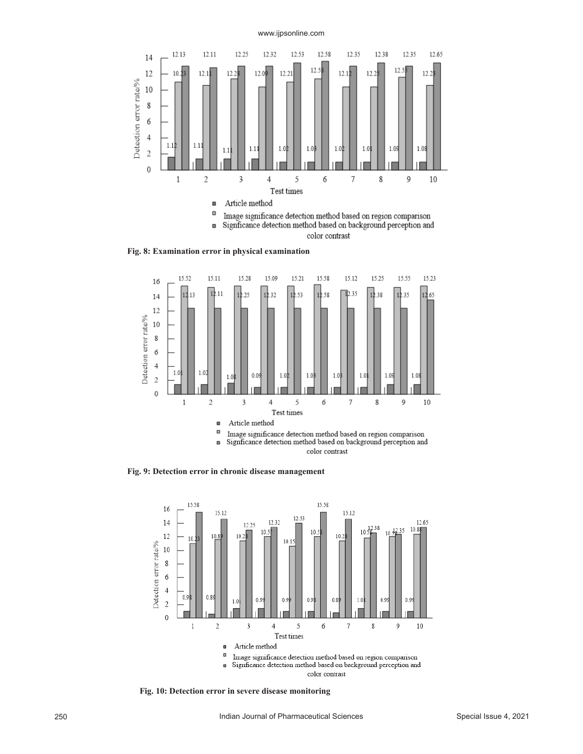Fig. 8: Examination error in physical examination

Fig. 9: Detection error in chronic disease management

Fig. 10: Detection error in severe disease monitoring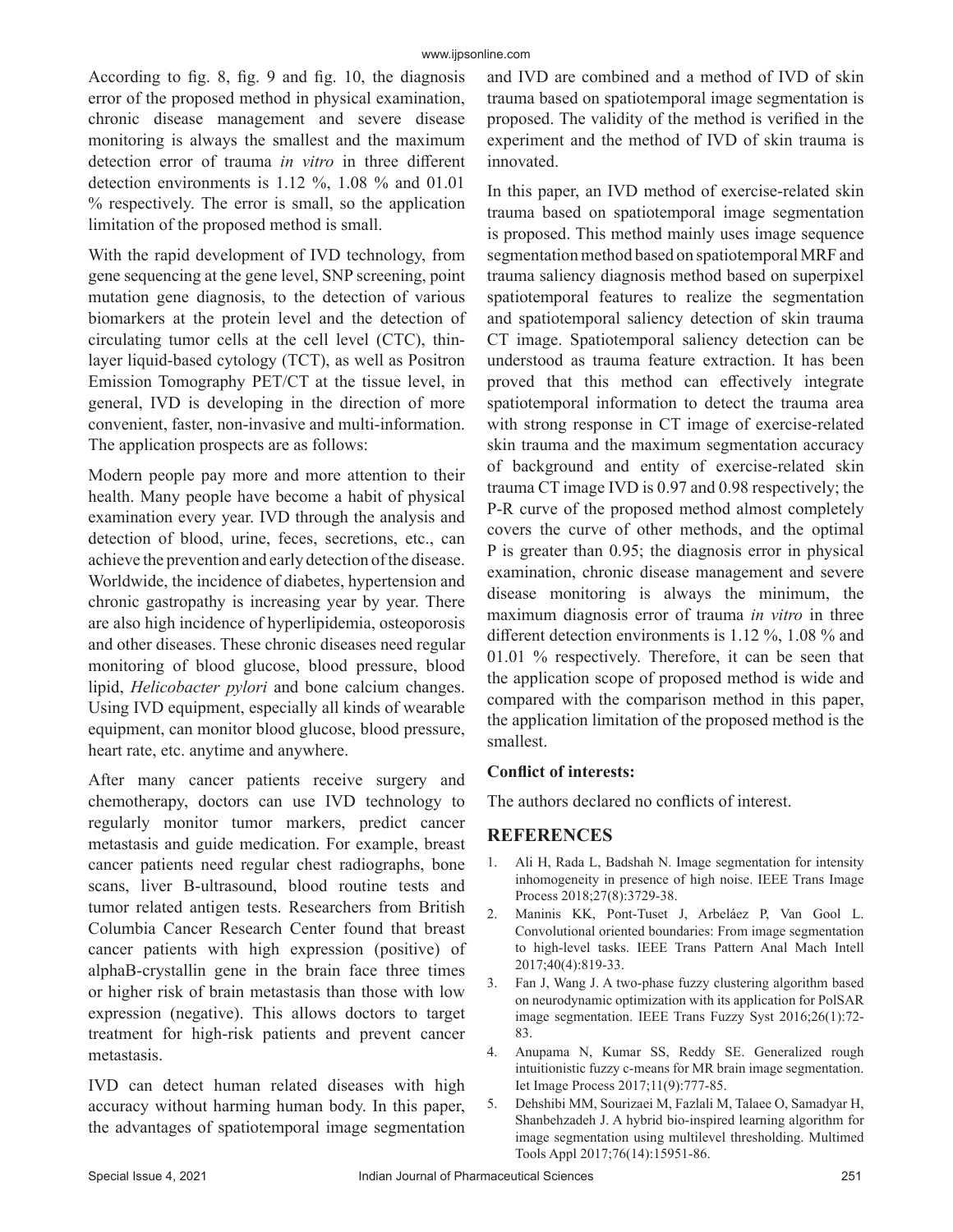According to fig. 8, fig. 9 and fig. 10, the diagnosis error of the proposed method in physical examination, chronic disease management and severe disease monitoring is always the smallest and the maximum detection error of trauma *in vitro* in three different detection environments is 1.12 %, 1.08 % and 01.01 % respectively. The error is small, so the application limitation of the proposed method is small.

With the rapid development of IVD technology, from gene sequencing at the gene level, SNP screening, point mutation gene diagnosis, to the detection of various biomarkers at the protein level and the detection of circulating tumor cells at the cell level (CTC), thin-layer liquid-based cytology (TCT), as well as Positron Emission Tomography PET/CT at the tissue level, in general, IVD is developing in the direction of more convenient, faster, non-invasive and multi-information. The application prospects are as follows:

Modern people pay more and more attention to their health. Many people have become a habit of physical examination every year. IVD through the analysis and detection of blood, urine, feces, secretions, etc., can achieve the prevention and early detection of the disease. Worldwide, the incidence of diabetes, hypertension and chronic gastropathy is increasing year by year. There are also high incidence of hyperlipidemia, osteoporosis and other diseases. These chronic diseases need regular monitoring of blood glucose, blood pressure, blood lipid, *Helicobacter pylori* and bone calcium changes. Using IVD equipment, especially all kinds of wearable equipment, can monitor blood glucose, blood pressure, heart rate, etc. anytime and anywhere.

After many cancer patients receive surgery and chemotherapy, doctors can use IVD technology to regularly monitor tumor markers, predict cancer metastasis and guide medication. For example, breast cancer patients need regular chest radiographs, bone scans, liver B-ultrasound, blood routine tests and tumor related antigen tests. Researchers from British Columbia Cancer Research Center found that breast cancer patients with high expression (positive) of alphaB-crystallin gene in the brain face three times or higher risk of brain metastasis than those with low expression (negative). This allows doctors to target treatment for high-risk patients and prevent cancer metastasis.

IVD can detect human related diseases with high accuracy without harming human body. In this paper, the advantages of spatiotemporal image segmentation and IVD are combined and a method of IVD of skin trauma based on spatiotemporal image segmentation is proposed. The validity of the method is verified in the experiment and the method of IVD of skin trauma is innovated.

In this paper, an IVD method of exercise-related skin trauma based on spatiotemporal image segmentation is proposed. This method mainly uses image sequence segmentation method based on spatiotemporal MRF and trauma saliency diagnosis method based on superpixel spatiotemporal features to realize the segmentation and spatiotemporal saliency detection of skin trauma CT image. Spatiotemporal saliency detection can be understood as trauma feature extraction. It has been proved that this method can effectively integrate spatiotemporal information to detect the trauma area with strong response in CT image of exercise-related skin trauma and the maximum segmentation accuracy of background and entity of exercise-related skin trauma CT image IVD is 0.97 and 0.98 respectively; the P-R curve of the proposed method almost completely covers the curve of other methods, and the optimal P is greater than 0.95; the diagnosis error in physical examination, chronic disease management and severe disease monitoring is always the minimum, the maximum diagnosis error of trauma *in vitro* in three different detection environments is 1.12 %, 1.08 % and 01.01 % respectively. Therefore, it can be seen that the application scope of proposed method is wide and compared with the comparison method in this paper, the application limitation of the proposed method is the smallest.

**Conflict of interests:**

The authors declared no conflicts of interest.

## REFERENCES

1. Ali H, Rada L, Badshah N. Image segmentation for intensity inhomogeneity in presence of high noise. IEEE Trans Image Process 2018;27(8):3729-38.
2. Maninis KK, Pont-Tuset J, Arbeláez P, Van Gool L. Convolutional oriented boundaries: From image segmentation to high-level tasks. IEEE Trans Pattern Anal Mach Intell 2017;40(4):819-33.
3. Fan J, Wang J. A two-phase fuzzy clustering algorithm based on neurodynamic optimization with its application for PolSAR image segmentation. IEEE Trans Fuzzy Syst 2016;26(1):72-83.
4. Anupama N, Kumar SS, Reddy SE. Generalized rough intuitionistic fuzzy c-means for MR brain image segmentation. Iet Image Process 2017;11(9):777-85.
5. Dehshibi MM, Sourizaei M, Fazlali M, Talaee O, Samadyar H, Shanbehzadeh J. A hybrid bio-inspired learning algorithm for image segmentation using multilevel thresholding. Multimed Tools Appl 2017;76(14):15951-86.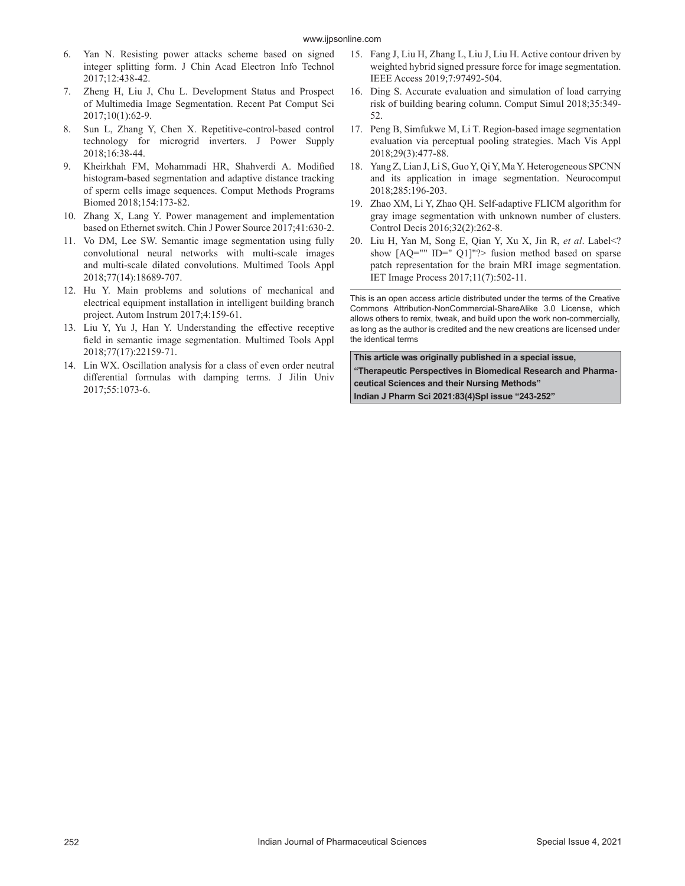6. Yan N. Resisting power attacks scheme based on signed integer splitting form. J Chin Acad Electron Info Technol 2017;12:438-42.
7. Zheng H, Liu J, Chu L. Development Status and Prospect of Multimedia Image Segmentation. Recent Pat Comput Sci 2017;10(1):62-9.
8. Sun L, Zhang Y, Chen X. Repetitive-control-based control technology for microgrid inverters. J Power Supply 2018;16:38-44.
9. Kheirkhah FM, Mohammadi HR, Shahverdi A. Modified histogram-based segmentation and adaptive distance tracking of sperm cells image sequences. Comput Methods Programs Biomed 2018;154:173-82.
10. Zhang X, Lang Y. Power management and implementation based on Ethernet switch. Chin J Power Source 2017;41:630-2.
11. Vo DM, Lee SW. Semantic image segmentation using fully convolutional neural networks with multi-scale images and multi-scale dilated convolutions. Multimed Tools Appl 2018;77(14):18689-707.
12. Hu Y. Main problems and solutions of mechanical and electrical equipment installation in intelligent building branch project. Autom Instrum 2017;4:159-61.
13. Liu Y, Yu J, Han Y. Understanding the effective receptive field in semantic image segmentation. Multimed Tools Appl 2018;77(17):22159-71.
14. Lin WX. Oscillation analysis for a class of even order neutral differential formulas with damping terms. J Jilin Univ 2017;55:1073-6.
15. Fang J, Liu H, Zhang L, Liu J, Liu H. Active contour driven by weighted hybrid signed pressure force for image segmentation. IEEE Access 2019;7:97492-504.
16. Ding S. Accurate evaluation and simulation of load carrying risk of building bearing column. Comput Simul 2018;35:349-52.
17. Peng B, Simfukwe M, Li T. Region-based image segmentation evaluation via perceptual pooling strategies. Mach Vis Appl 2018;29(3):477-88.
18. Yang Z, Lian J, Li S, Guo Y, Qi Y, Ma Y. Heterogeneous SPCNN and its application in image segmentation. Neurocomput 2018;285:196-203.
19. Zhao XM, Li Y, Zhao QH. Self-adaptive FLICM algorithm for gray image segmentation with unknown number of clusters. Control Decis 2016;32(2):262-8.
20. Liu H, Yan M, Song E, Qian Y, Xu X, Jin R, *et al*. Label<? show [AQ="" ID=" Q1]"?> fusion method based on sparse patch representation for the brain MRI image segmentation. IET Image Process 2017;11(7):502-11.

This is an open access article distributed under the terms of the Creative Commons Attribution-NonCommercial-ShareAlike 3.0 License, which allows others to remix, tweak, and build upon the work non-commercially, as long as the author is credited and the new creations are licensed under the identical terms

**This article was originally published in a special issue, "Therapeutic Perspectives in Biomedical Research and Pharmaceutical Sciences and their Nursing Methods" Indian J Pharm Sci 2021:83(4)Spl issue "243-252"**